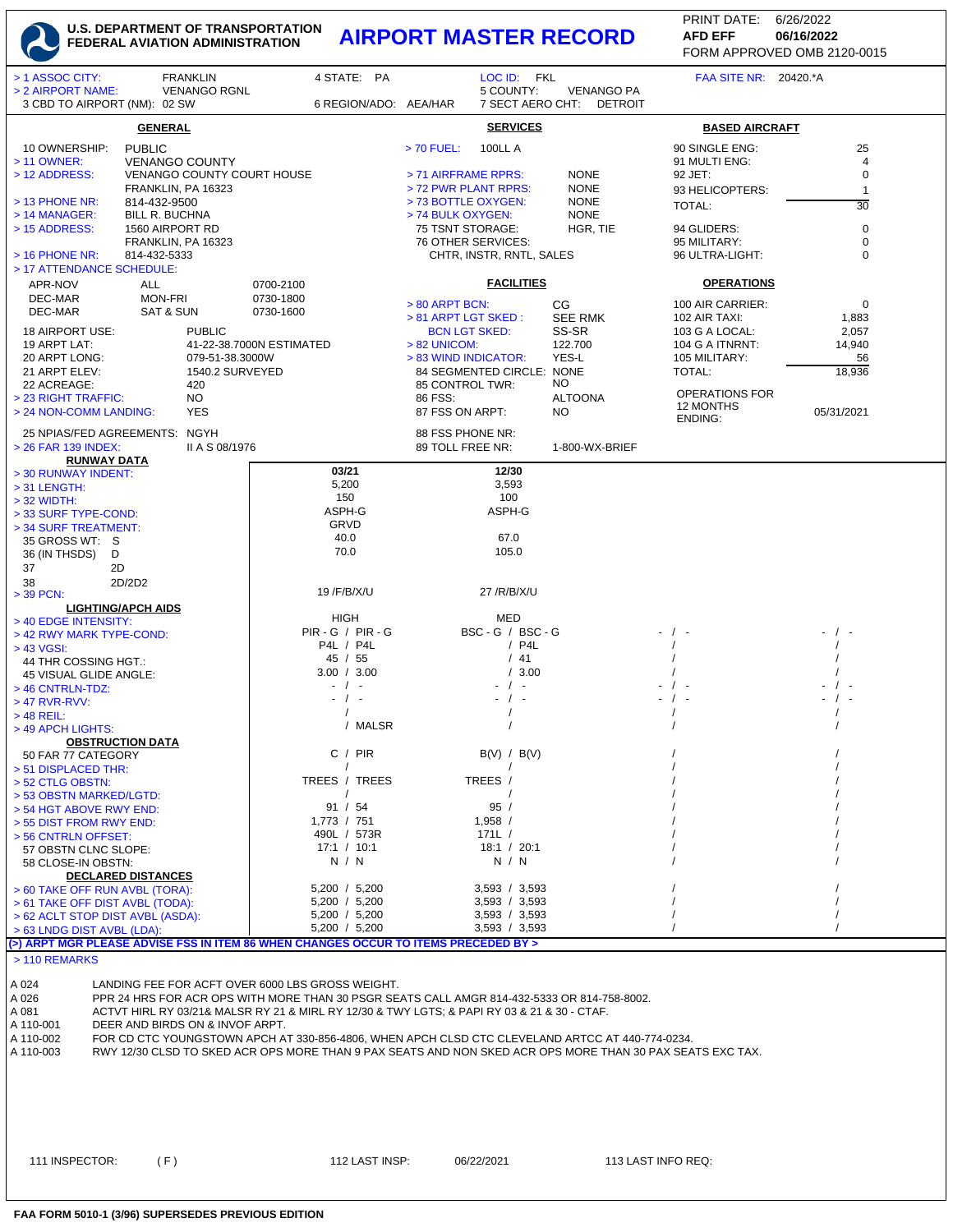# U.S. DEPARTMENT OF TRANSPORTATION FEDERAL AVIATION ADMINISTRATION — AIRPORT MASTER RECORD

PRINT DATE: 6/26/2022
AFD EFF 06/16/2022
FORM APPROVED OMB 2120-0015

> 1 ASSOC CITY: FRANKLIN — 4 STATE: PA — LOC ID: FKL — FAA SITE NR: 20420.*A
> 2 AIRPORT NAME: VENANGO RGNL — 5 COUNTY: VENANGO PA
3 CBD TO AIRPORT (NM): 02 SW — 6 REGION/ADO: AEA/HAR — 7 SECT AERO CHT: DETROIT

## GENERAL

10 OWNERSHIP: PUBLIC
> 11 OWNER: VENANGO COUNTY
> 12 ADDRESS: VENANGO COUNTY COURT HOUSE, FRANKLIN, PA 16323
> 13 PHONE NR: 814-432-9500
> 14 MANAGER: BILL R. BUCHNA
> 15 ADDRESS: 1560 AIRPORT RD, FRANKLIN, PA 16323
> 16 PHONE NR: 814-432-5333
> 17 ATTENDANCE SCHEDULE:

| | | |
|---|---|---|
| APR-NOV | ALL | 0700-2100 |
| DEC-MAR | MON-FRI | 0730-1800 |
| DEC-MAR | SAT & SUN | 0730-1600 |

18 AIRPORT USE: PUBLIC
19 ARPT LAT: 41-22-38.7000N ESTIMATED
20 ARPT LONG: 079-51-38.3000W
21 ARPT ELEV: 1540.2 SURVEYED
22 ACREAGE: 420
> 23 RIGHT TRAFFIC: NO
> 24 NON-COMM LANDING: YES
25 NPIAS/FED AGREEMENTS: NGYH
> 26 FAR 139 INDEX: II A S 08/1976

## SERVICES

> 70 FUEL: 100LL A
> 71 AIRFRAME RPRS: NONE
> 72 PWR PLANT RPRS: NONE
> 73 BOTTLE OXYGEN: NONE
> 74 BULK OXYGEN: NONE
75 TSNT STORAGE: HGR, TIE
76 OTHER SERVICES: CHTR, INSTR, RNTL, SALES

## FACILITIES

> 80 ARPT BCN: CG
> 81 ARPT LGT SKED: SEE RMK
BCN LGT SKED: SS-SR
> 82 UNICOM: 122.700
> 83 WIND INDICATOR: YES-L
84 SEGMENTED CIRCLE: NONE
85 CONTROL TWR: NO
86 FSS: ALTOONA
87 FSS ON ARPT: NO
88 FSS PHONE NR:
89 TOLL FREE NR: 1-800-WX-BRIEF

## BASED AIRCRAFT

| | |
|---|---|
| 90 SINGLE ENG: | 25 |
| 91 MULTI ENG: | 4 |
| 92 JET: | 0 |
| 93 HELICOPTERS: | 1 |
| TOTAL: | 30 |
| 94 GLIDERS: | 0 |
| 95 MILITARY: | 0 |
| 96 ULTRA-LIGHT: | 0 |

## OPERATIONS

| | |
|---|---|
| 100 AIR CARRIER: | 0 |
| 102 AIR TAXI: | 1,883 |
| 103 G A LOCAL: | 2,057 |
| 104 G A ITNRNT: | 14,940 |
| 105 MILITARY: | 56 |
| TOTAL: | 18,936 |
| OPERATIONS FOR 12 MONTHS ENDING: | 05/31/2021 |

## RUNWAY DATA

| | | | | |
|---|---|---|---|---|
| > 30 RUNWAY INDENT: | 03/21 | 12/30 | | |
| > 31 LENGTH: | 5,200 | 3,593 | | |
| > 32 WIDTH: | 150 | 100 | | |
| > 33 SURF TYPE-COND: | ASPH-G | ASPH-G | | |
| > 34 SURF TREATMENT: | GRVD | | | |
| 35 GROSS WT: S | 40.0 | 67.0 | | |
| 36 (IN THSDS) D | 70.0 | 105.0 | | |
| 37 2D | | | | |
| 38 2D/2D2 | | | | |
| > 39 PCN: | 19 /F/B/X/U | 27 /R/B/X/U | | |
| **LIGHTING/APCH AIDS** | | | | |
| > 40 EDGE INTENSITY: | HIGH | MED | | |
| > 42 RWY MARK TYPE-COND: | PIR - G / PIR - G | BSC - G / BSC - G | - / - | - / - |
| > 43 VGSI: | P4L / P4L | / P4L | / | / |
| 44 THR COSSING HGT.: | 45 / 55 | / 41 | / | / |
| 45 VISUAL GLIDE ANGLE: | 3.00 / 3.00 | / 3.00 | / | / |
| > 46 CNTRLN-TDZ: | - / - | - / - | - / - | - / - |
| > 47 RVR-RVV: | - / - | - / - | - / - | - / - |
| > 48 REIL: | / | / | / | / |
| > 49 APCH LIGHTS: | / MALSR | / | / | / |
| **OBSTRUCTION DATA** | | | | |
| 50 FAR 77 CATEGORY | C / PIR | B(V) / B(V) | / | / |
| > 51 DISPLACED THR: | / | / | / | / |
| > 52 CTLG OBSTN: | TREES / TREES | TREES / | / | / |
| > 53 OBSTN MARKED/LGTD: | / | / | / | / |
| > 54 HGT ABOVE RWY END: | 91 / 54 | 95 / | / | / |
| > 55 DIST FROM RWY END: | 1,773 / 751 | 1,958 / | / | / |
| > 56 CNTRLN OFFSET: | 490L / 573R | 171L / | / | / |
| 57 OBSTN CLNC SLOPE: | 17:1 / 10:1 | 18:1 / 20:1 | / | / |
| 58 CLOSE-IN OBSTN: | N / N | N / N | / | / |
| **DECLARED DISTANCES** | | | | |
| > 60 TAKE OFF RUN AVBL (TORA): | 5,200 / 5,200 | 3,593 / 3,593 | / | / |
| > 61 TAKE OFF DIST AVBL (TODA): | 5,200 / 5,200 | 3,593 / 3,593 | / | / |
| > 62 ACLT STOP DIST AVBL (ASDA): | 5,200 / 5,200 | 3,593 / 3,593 | / | / |
| > 63 LNDG DIST AVBL (LDA): | 5,200 / 5,200 | 3,593 / 3,593 | / | / |

(>) ARPT MGR PLEASE ADVISE FSS IN ITEM 86 WHEN CHANGES OCCUR TO ITEMS PRECEDED BY >

> 110 REMARKS

| | |
|---|---|
| A 024 | LANDING FEE FOR ACFT OVER 6000 LBS GROSS WEIGHT. |
| A 026 | PPR 24 HRS FOR ACR OPS WITH MORE THAN 30 PSGR SEATS CALL AMGR 814-432-5333 OR 814-758-8002. |
| A 081 | ACTVT HIRL RY 03/21& MALSR RY 21 & MIRL RY 12/30 & TWY LGTS; & PAPI RY 03 & 21 & 30 - CTAF. |
| A 110-001 | DEER AND BIRDS ON & INVOF ARPT. |
| A 110-002 | FOR CD CTC YOUNGSTOWN APCH AT 330-856-4806, WHEN APCH CLSD CTC CLEVELAND ARTCC AT 440-774-0234. |
| A 110-003 | RWY 12/30 CLSD TO SKED ACR OPS MORE THAN 9 PAX SEATS AND NON SKED ACR OPS MORE THAN 30 PAX SEATS EXC TAX. |

111 INSPECTOR: (F) — 112 LAST INSP: 06/22/2021 — 113 LAST INFO REQ:

FAA FORM 5010-1 (3/96) SUPERSEDES PREVIOUS EDITION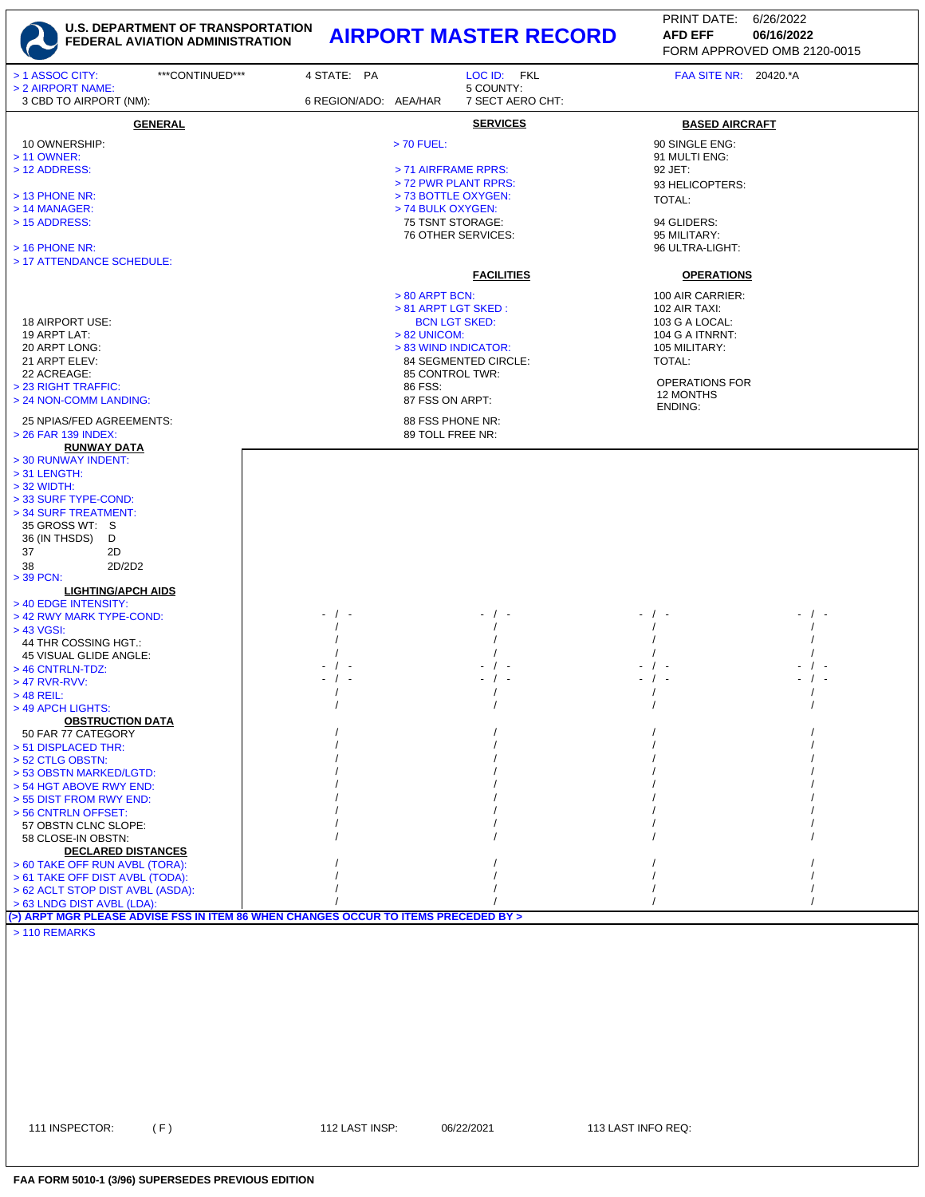# U.S. DEPARTMENT OF TRANSPORTATION FEDERAL AVIATION ADMINISTRATION

# AIRPORT MASTER RECORD

PRINT DATE: 6/26/2022
**AFD EFF** **06/16/2022**
FORM APPROVED OMB 2120-0015

> 1 ASSOC CITY: ***CONTINUED***
> 2 AIRPORT NAME:
3 CBD TO AIRPORT (NM):

4 STATE: PA
6 REGION/ADO: AEA/HAR

LOC ID: FKL
5 COUNTY:
7 SECT AERO CHT:

FAA SITE NR: 20420.*A

## GENERAL

10 OWNERSHIP:
> 11 OWNER:
> 12 ADDRESS:
> 13 PHONE NR:
> 14 MANAGER:
> 15 ADDRESS:
> 16 PHONE NR:
> 17 ATTENDANCE SCHEDULE:

18 AIRPORT USE:
19 ARPT LAT:
20 ARPT LONG:
21 ARPT ELEV:
22 ACREAGE:
> 23 RIGHT TRAFFIC:
> 24 NON-COMM LANDING:

25 NPIAS/FED AGREEMENTS:
> 26 FAR 139 INDEX:

## SERVICES

> 70 FUEL:
> 71 AIRFRAME RPRS:
> 72 PWR PLANT RPRS:
> 73 BOTTLE OXYGEN:
> 74 BULK OXYGEN:
75 TSNT STORAGE:
76 OTHER SERVICES:

## FACILITIES

> 80 ARPT BCN:
> 81 ARPT LGT SKED :
BCN LGT SKED:
> 82 UNICOM:
> 83 WIND INDICATOR:
84 SEGMENTED CIRCLE:
85 CONTROL TWR:
86 FSS:
87 FSS ON ARPT:
88 FSS PHONE NR:
89 TOLL FREE NR:

## BASED AIRCRAFT

90 SINGLE ENG:
91 MULTI ENG:
92 JET:
93 HELICOPTERS:
TOTAL:

94 GLIDERS:
95 MILITARY:
96 ULTRA-LIGHT:

## OPERATIONS

100 AIR CARRIER:
102 AIR TAXI:
103 G A LOCAL:
104 G A ITNRNT:
105 MILITARY:
TOTAL:

OPERATIONS FOR 12 MONTHS ENDING:

## RUNWAY DATA

| | | | | |
|---|---|---|---|---|
| > 30 RUNWAY INDENT: | | | | |
| > 31 LENGTH: | | | | |
| > 32 WIDTH: | | | | |
| > 33 SURF TYPE-COND: | | | | |
| > 34 SURF TREATMENT: | | | | |
| 35 GROSS WT: S | | | | |
| 36 (IN THSDS) D | | | | |
| 37 2D | | | | |
| 38 2D/2D2 | | | | |
| > 39 PCN: | | | | |
| **LIGHTING/APCH AIDS** | | | | |
| > 40 EDGE INTENSITY: | | | | |
| > 42 RWY MARK TYPE-COND: | - / - | - / - | - / - | - / - |
| > 43 VGSI: | / | / | / | / |
| 44 THR COSSING HGT.: | / | / | / | / |
| 45 VISUAL GLIDE ANGLE: | / | / | / | / |
| > 46 CNTRLN-TDZ: | - / - | - / - | - / - | - / - |
| > 47 RVR-RVV: | - / - | - / - | - / - | - / - |
| > 48 REIL: | / | / | / | / |
| > 49 APCH LIGHTS: | / | / | / | / |
| **OBSTRUCTION DATA** | | | | |
| 50 FAR 77 CATEGORY | / | / | / | / |
| > 51 DISPLACED THR: | / | / | / | / |
| > 52 CTLG OBSTN: | / | / | / | / |
| > 53 OBSTN MARKED/LGTD: | / | / | / | / |
| > 54 HGT ABOVE RWY END: | / | / | / | / |
| > 55 DIST FROM RWY END: | / | / | / | / |
| > 56 CNTRLN OFFSET: | / | / | / | / |
| 57 OBSTN CLNC SLOPE: | / | / | / | / |
| 58 CLOSE-IN OBSTN: | / | / | / | / |
| **DECLARED DISTANCES** | | | | |
| > 60 TAKE OFF RUN AVBL (TORA): | / | / | / | / |
| > 61 TAKE OFF DIST AVBL (TODA): | / | / | / | / |
| > 62 ACLT STOP DIST AVBL (ASDA): | / | / | / | / |
| > 63 LNDG DIST AVBL (LDA): | / | / | / | / |

**(>) ARPT MGR PLEASE ADVISE FSS IN ITEM 86 WHEN CHANGES OCCUR TO ITEMS PRECEDED BY >**

> 110 REMARKS

111 INSPECTOR: ( F )
112 LAST INSP: 06/22/2021
113 LAST INFO REQ:

**FAA FORM 5010-1 (3/96) SUPERSEDES PREVIOUS EDITION**